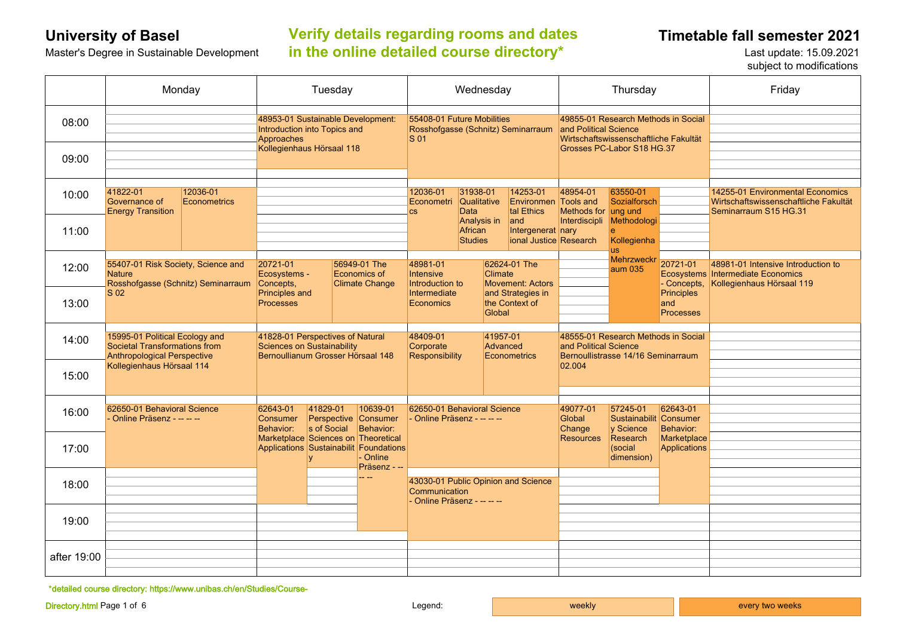# University of Basel

Master's Degree in Sustainable Development

**Verify details regarding rooms and dates in the online detailed course directory***

## Timetable fall semester 2021

Last update: 15.09.2021
subject to modifications

| | Monday | Tuesday | Wednesday | Thursday | Friday |
|---|---|---|---|---|---|
| 08:00–10:00 | | 48953-01 Sustainable Development: Introduction into Topics and Approaches Kollegienhaus Hörsaal 118 | 55408-01 Future Mobilities Rosshofgasse (Schnitz) Seminarraum S 01 | 49855-01 Research Methods in Social and Political Science Wirtschaftswissenschaftliche Fakultät Grosses PC-Labor S18 HG.37 | |
| 10:00–12:00 | 41822-01 Governance of Energy Transition; 12036-01 Econometrics | | 12036-01 Econometrics; 31938-01 Qualitative Data Analysis in African Studies; 14253-01 Environmental Ethics and Intergenerational Justice | 48954-01 Tools and Methods for Interdisciplinary Research; 63550-01 Sozialforschung und Methodologie Kollegienhaus Mehrzweckraum 035 (every two weeks, 10:00–14:00) | 14255-01 Environmental Economics Wirtschaftswissenschaftliche Fakultät Seminarraum S15 HG.31 |
| 12:00–14:00 | 55407-01 Risk Society, Science and Nature Rosshofgasse (Schnitz) Seminarraum S 02 | 20721-01 Ecosystems - Concepts, Principles and Processes; 56949-01 The Economics of Climate Change | 48981-01 Intensive Introduction to Intermediate Economics; 62624-01 The Climate Movement: Actors and Strategies in the Context of Global | 20721-01 Ecosystems - Concepts, Principles and Processes | 48981-01 Intensive Introduction to Intermediate Economics Kollegienhaus Hörsaal 119 |
| 14:00–16:00 | 15995-01 Political Ecology and Societal Transformations from Anthropological Perspective Kollegienhaus Hörsaal 114 | 41828-01 Perspectives of Natural Sciences on Sustainability Bernoullianum Grosser Hörsaal 148 | 48409-01 Corporate Responsibility; 41957-01 Advanced Econometrics | 48555-01 Research Methods in Social and Political Science Bernoullistrasse 14/16 Seminarraum 02.004 | |
| 16:00–18:00 | 62650-01 Behavioral Science - Online Präsenz - -- -- -- | 62643-01 Consumer Behavior: Marketplace Applications (16:00–19:00); 41829-01 Perspectives of Social Sciences on Sustainability; 10639-01 Consumer Behavior: Theoretical Foundations - Online Präsenz - -- -- -- (16:00–19:30) | 62650-01 Behavioral Science - Online Präsenz - -- -- -- | 49077-01 Global Change Resources; 57245-01 Sustainability Science Research (social dimension); 62643-01 Consumer Behavior: Marketplace Applications (16:00–19:00) | |
| 18:00–20:00 | | | 43030-01 Public Opinion and Science Communication - Online Präsenz - -- -- -- | | |
| after 19:00 | | | | | |

*detailed course directory: https://www.unibas.ch/en/Studies/Course-Directory.html

Legend: weekly | every two weeks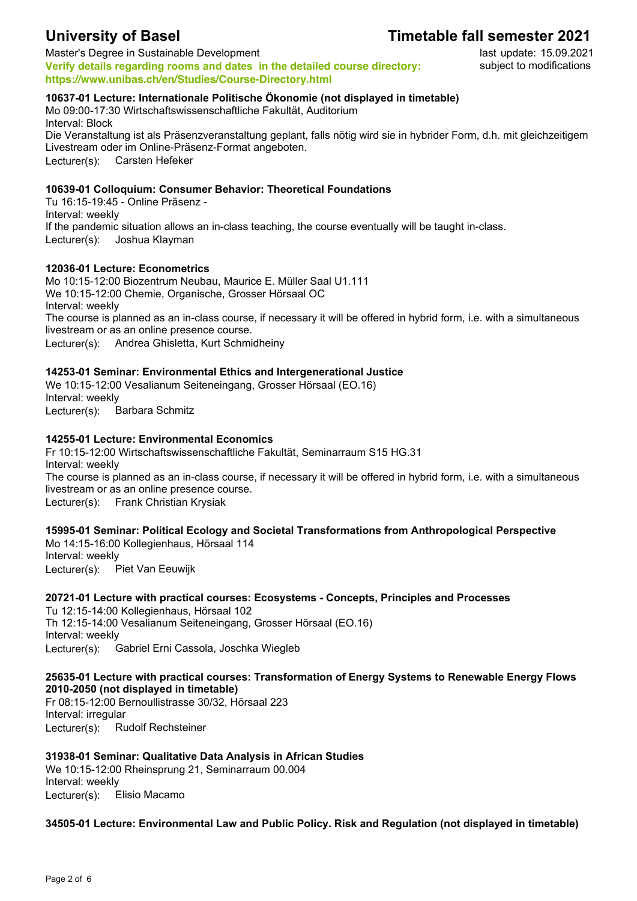# University of Basel

# Timetable fall semester 2021

Master's Degree in Sustainable Development

last update: 15.09.2021
subject to modifications

**Verify details regarding rooms and dates in the detailed course directory:**
**https://www.unibas.ch/en/Studies/Course-Directory.html**

### 10637-01 Lecture: Internationale Politische Ökonomie (not displayed in timetable)

Mo 09:00-17:30 Wirtschaftswissenschaftliche Fakultät, Auditorium
Interval: Block
Die Veranstaltung ist als Präsenzveranstaltung geplant, falls nötig wird sie in hybrider Form, d.h. mit gleichzeitigem Livestream oder im Online-Präsenz-Format angeboten.
Lecturer(s): Carsten Hefeker

### 10639-01 Colloquium: Consumer Behavior: Theoretical Foundations

Tu 16:15-19:45 - Online Präsenz -
Interval: weekly
If the pandemic situation allows an in-class teaching, the course eventually will be taught in-class.
Lecturer(s): Joshua Klayman

### 12036-01 Lecture: Econometrics

Mo 10:15-12:00 Biozentrum Neubau, Maurice E. Müller Saal U1.111
We 10:15-12:00 Chemie, Organische, Grosser Hörsaal OC
Interval: weekly
The course is planned as an in-class course, if necessary it will be offered in hybrid form, i.e. with a simultaneous livestream or as an online presence course.
Lecturer(s): Andrea Ghisletta, Kurt Schmidheiny

### 14253-01 Seminar: Environmental Ethics and Intergenerational Justice

We 10:15-12:00 Vesalianum Seiteneingang, Grosser Hörsaal (EO.16)
Interval: weekly
Lecturer(s): Barbara Schmitz

### 14255-01 Lecture: Environmental Economics

Fr 10:15-12:00 Wirtschaftswissenschaftliche Fakultät, Seminarraum S15 HG.31
Interval: weekly
The course is planned as an in-class course, if necessary it will be offered in hybrid form, i.e. with a simultaneous livestream or as an online presence course.
Lecturer(s): Frank Christian Krysiak

### 15995-01 Seminar: Political Ecology and Societal Transformations from Anthropological Perspective

Mo 14:15-16:00 Kollegienhaus, Hörsaal 114
Interval: weekly
Lecturer(s): Piet Van Eeuwijk

### 20721-01 Lecture with practical courses: Ecosystems - Concepts, Principles and Processes

Tu 12:15-14:00 Kollegienhaus, Hörsaal 102
Th 12:15-14:00 Vesalianum Seiteneingang, Grosser Hörsaal (EO.16)
Interval: weekly
Lecturer(s): Gabriel Erni Cassola, Joschka Wiegleb

### 25635-01 Lecture with practical courses: Transformation of Energy Systems to Renewable Energy Flows 2010-2050 (not displayed in timetable)

Fr 08:15-12:00 Bernoullistrasse 30/32, Hörsaal 223
Interval: irregular
Lecturer(s): Rudolf Rechsteiner

### 31938-01 Seminar: Qualitative Data Analysis in African Studies

We 10:15-12:00 Rheinsprung 21, Seminarraum 00.004
Interval: weekly
Lecturer(s): Elisio Macamo

### 34505-01 Lecture: Environmental Law and Public Policy. Risk and Regulation (not displayed in timetable)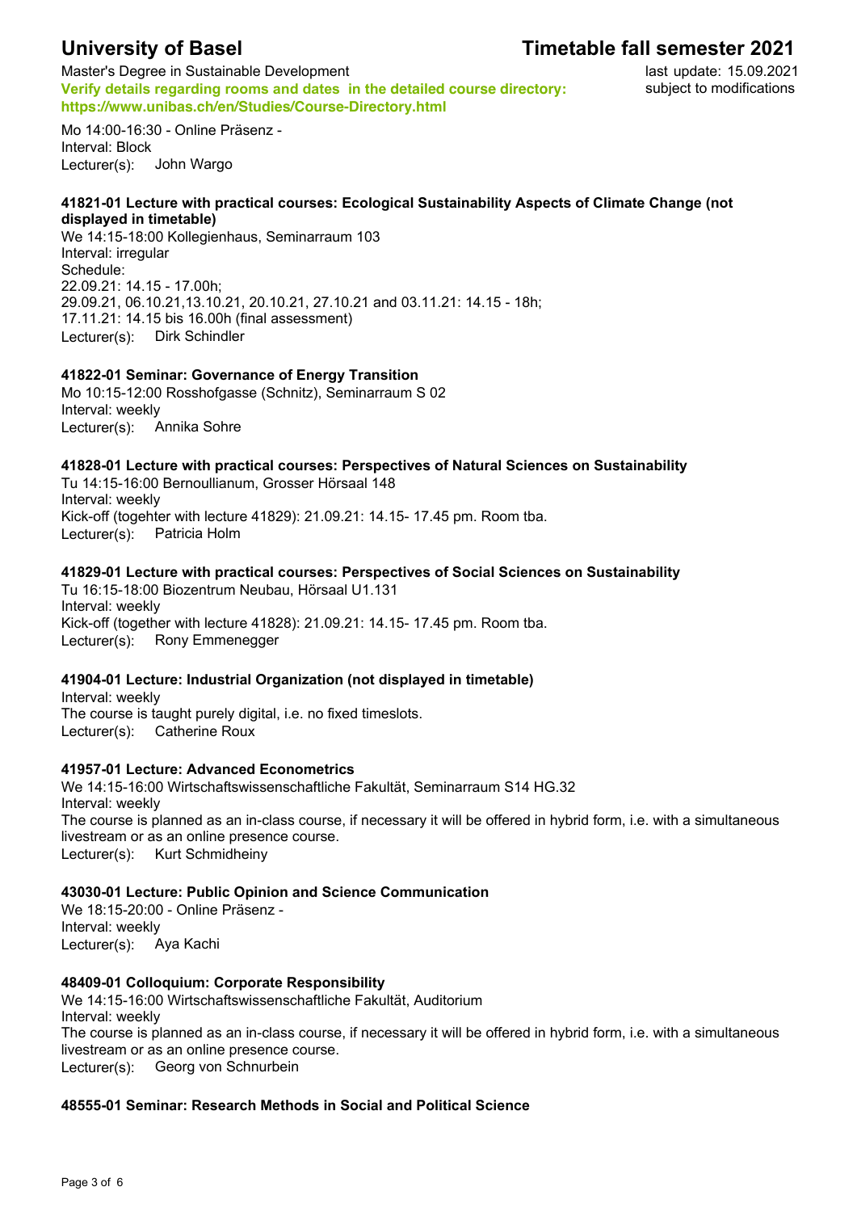Mo 14:00-16:30 - Online Präsenz -
Interval: Block
Lecturer(s): John Wargo

**41821-01 Lecture with practical courses: Ecological Sustainability Aspects of Climate Change (not displayed in timetable)**
We 14:15-18:00 Kollegienhaus, Seminarraum 103
Interval: irregular
Schedule:
22.09.21: 14.15 - 17.00h;
29.09.21, 06.10.21,13.10.21, 20.10.21, 27.10.21 and 03.11.21: 14.15 - 18h;
17.11.21: 14.15 bis 16.00h (final assessment)
Lecturer(s): Dirk Schindler

**41822-01 Seminar: Governance of Energy Transition**
Mo 10:15-12:00 Rosshofgasse (Schnitz), Seminarraum S 02
Interval: weekly
Lecturer(s): Annika Sohre

**41828-01 Lecture with practical courses: Perspectives of Natural Sciences on Sustainability**
Tu 14:15-16:00 Bernoullianum, Grosser Hörsaal 148
Interval: weekly
Kick-off (togehter with lecture 41829): 21.09.21: 14.15- 17.45 pm. Room tba.
Lecturer(s): Patricia Holm

**41829-01 Lecture with practical courses: Perspectives of Social Sciences on Sustainability**
Tu 16:15-18:00 Biozentrum Neubau, Hörsaal U1.131
Interval: weekly
Kick-off (together with lecture 41828): 21.09.21: 14.15- 17.45 pm. Room tba.
Lecturer(s): Rony Emmenegger

**41904-01 Lecture: Industrial Organization (not displayed in timetable)**
Interval: weekly
The course is taught purely digital, i.e. no fixed timeslots.
Lecturer(s): Catherine Roux

**41957-01 Lecture: Advanced Econometrics**
We 14:15-16:00 Wirtschaftswissenschaftliche Fakultät, Seminarraum S14 HG.32
Interval: weekly
The course is planned as an in-class course, if necessary it will be offered in hybrid form, i.e. with a simultaneous livestream or as an online presence course.
Lecturer(s): Kurt Schmidheiny

**43030-01 Lecture: Public Opinion and Science Communication**
We 18:15-20:00 - Online Präsenz -
Interval: weekly
Lecturer(s): Aya Kachi

**48409-01 Colloquium: Corporate Responsibility**
We 14:15-16:00 Wirtschaftswissenschaftliche Fakultät, Auditorium
Interval: weekly
The course is planned as an in-class course, if necessary it will be offered in hybrid form, i.e. with a simultaneous livestream or as an online presence course.
Lecturer(s): Georg von Schnurbein

**48555-01 Seminar: Research Methods in Social and Political Science**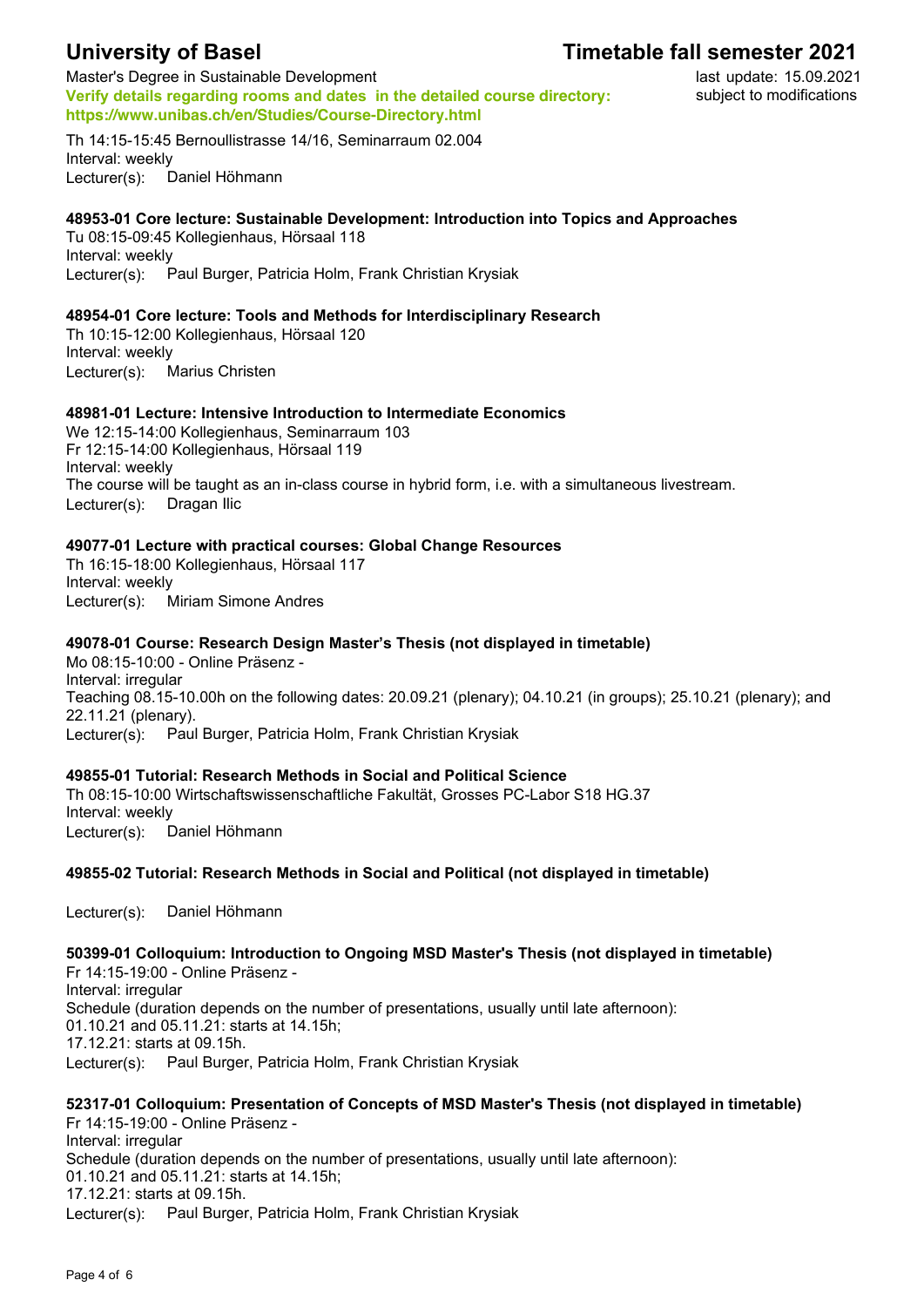Th 14:15-15:45 Bernoullistrasse 14/16, Seminarraum 02.004
Interval: weekly
Lecturer(s): Daniel Höhmann

**48953-01 Core lecture: Sustainable Development: Introduction into Topics and Approaches**

Tu 08:15-09:45 Kollegienhaus, Hörsaal 118
Interval: weekly
Lecturer(s): Paul Burger, Patricia Holm, Frank Christian Krysiak

**48954-01 Core lecture: Tools and Methods for Interdisciplinary Research**

Th 10:15-12:00 Kollegienhaus, Hörsaal 120
Interval: weekly
Lecturer(s): Marius Christen

**48981-01 Lecture: Intensive Introduction to Intermediate Economics**

We 12:15-14:00 Kollegienhaus, Seminarraum 103
Fr 12:15-14:00 Kollegienhaus, Hörsaal 119
Interval: weekly
The course will be taught as an in-class course in hybrid form, i.e. with a simultaneous livestream.
Lecturer(s): Dragan Ilic

**49077-01 Lecture with practical courses: Global Change Resources**

Th 16:15-18:00 Kollegienhaus, Hörsaal 117
Interval: weekly
Lecturer(s): Miriam Simone Andres

**49078-01 Course: Research Design Master's Thesis (not displayed in timetable)**

Mo 08:15-10:00 - Online Präsenz -
Interval: irregular
Teaching 08.15-10.00h on the following dates: 20.09.21 (plenary); 04.10.21 (in groups); 25.10.21 (plenary); and 22.11.21 (plenary).
Lecturer(s): Paul Burger, Patricia Holm, Frank Christian Krysiak

**49855-01 Tutorial: Research Methods in Social and Political Science**

Th 08:15-10:00 Wirtschaftswissenschaftliche Fakultät, Grosses PC-Labor S18 HG.37
Interval: weekly
Lecturer(s): Daniel Höhmann

**49855-02 Tutorial: Research Methods in Social and Political (not displayed in timetable)**

Lecturer(s): Daniel Höhmann

**50399-01 Colloquium: Introduction to Ongoing MSD Master's Thesis (not displayed in timetable)**

Fr 14:15-19:00 - Online Präsenz -
Interval: irregular
Schedule (duration depends on the number of presentations, usually until late afternoon):
01.10.21 and 05.11.21: starts at 14.15h;
17.12.21: starts at 09.15h.
Lecturer(s): Paul Burger, Patricia Holm, Frank Christian Krysiak

**52317-01 Colloquium: Presentation of Concepts of MSD Master's Thesis (not displayed in timetable)**

Fr 14:15-19:00 - Online Präsenz -
Interval: irregular
Schedule (duration depends on the number of presentations, usually until late afternoon):
01.10.21 and 05.11.21: starts at 14.15h;
17.12.21: starts at 09.15h.
Lecturer(s): Paul Burger, Patricia Holm, Frank Christian Krysiak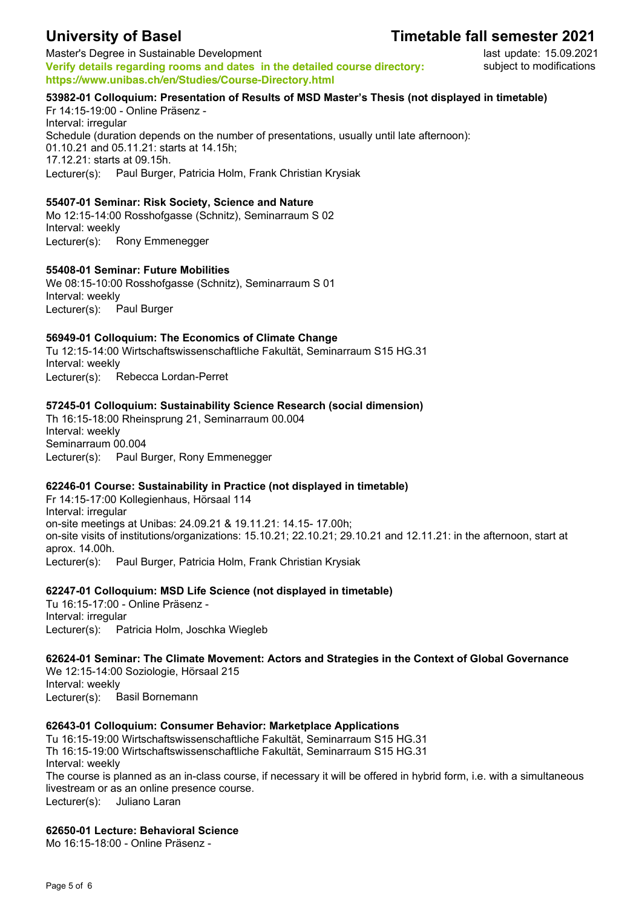# University of Basel

# Timetable fall semester 2021

Master's Degree in Sustainable Development

**Verify details regarding rooms and dates in the detailed course directory: https://www.unibas.ch/en/Studies/Course-Directory.html**

last update: 15.09.2021
subject to modifications

**53982-01 Colloquium: Presentation of Results of MSD Master's Thesis (not displayed in timetable)**
Fr 14:15-19:00 - Online Präsenz -
Interval: irregular
Schedule (duration depends on the number of presentations, usually until late afternoon):
01.10.21 and 05.11.21: starts at 14.15h;
17.12.21: starts at 09.15h.
Lecturer(s): Paul Burger, Patricia Holm, Frank Christian Krysiak

**55407-01 Seminar: Risk Society, Science and Nature**
Mo 12:15-14:00 Rosshofgasse (Schnitz), Seminarraum S 02
Interval: weekly
Lecturer(s): Rony Emmenegger

**55408-01 Seminar: Future Mobilities**
We 08:15-10:00 Rosshofgasse (Schnitz), Seminarraum S 01
Interval: weekly
Lecturer(s): Paul Burger

**56949-01 Colloquium: The Economics of Climate Change**
Tu 12:15-14:00 Wirtschaftswissenschaftliche Fakultät, Seminarraum S15 HG.31
Interval: weekly
Lecturer(s): Rebecca Lordan-Perret

**57245-01 Colloquium: Sustainability Science Research (social dimension)**
Th 16:15-18:00 Rheinsprung 21, Seminarraum 00.004
Interval: weekly
Seminarraum 00.004
Lecturer(s): Paul Burger, Rony Emmenegger

**62246-01 Course: Sustainability in Practice (not displayed in timetable)**
Fr 14:15-17:00 Kollegienhaus, Hörsaal 114
Interval: irregular
on-site meetings at Unibas: 24.09.21 & 19.11.21: 14.15- 17.00h;
on-site visits of institutions/organizations: 15.10.21; 22.10.21; 29.10.21 and 12.11.21: in the afternoon, start at aprox. 14.00h.
Lecturer(s): Paul Burger, Patricia Holm, Frank Christian Krysiak

**62247-01 Colloquium: MSD Life Science (not displayed in timetable)**
Tu 16:15-17:00 - Online Präsenz -
Interval: irregular
Lecturer(s): Patricia Holm, Joschka Wiegleb

**62624-01 Seminar: The Climate Movement: Actors and Strategies in the Context of Global Governance**
We 12:15-14:00 Soziologie, Hörsaal 215
Interval: weekly
Lecturer(s): Basil Bornemann

**62643-01 Colloquium: Consumer Behavior: Marketplace Applications**
Tu 16:15-19:00 Wirtschaftswissenschaftliche Fakultät, Seminarraum S15 HG.31
Th 16:15-19:00 Wirtschaftswissenschaftliche Fakultät, Seminarraum S15 HG.31
Interval: weekly
The course is planned as an in-class course, if necessary it will be offered in hybrid form, i.e. with a simultaneous livestream or as an online presence course.
Lecturer(s): Juliano Laran

**62650-01 Lecture: Behavioral Science**
Mo 16:15-18:00 - Online Präsenz -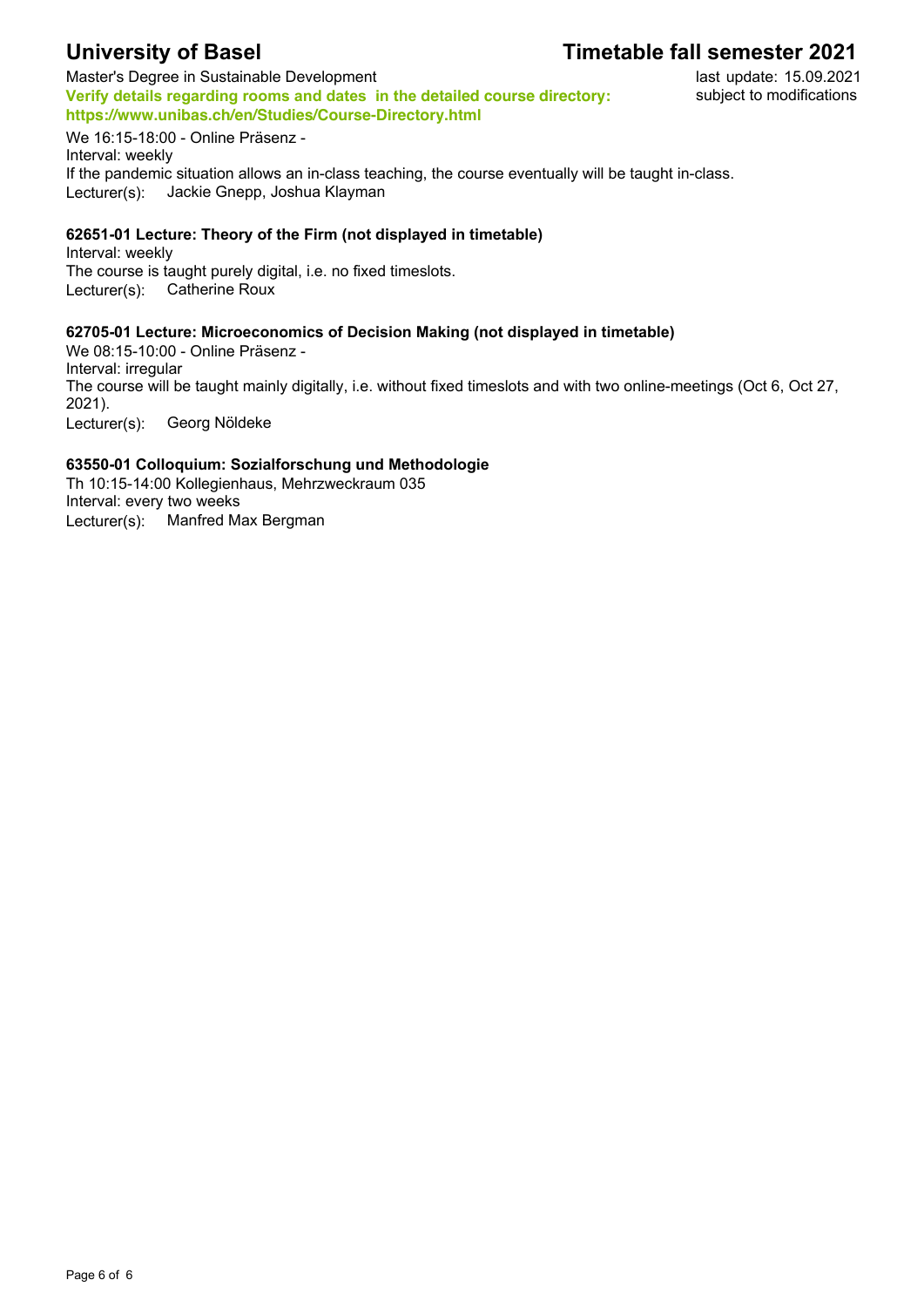We 16:15-18:00 - Online Präsenz -
Interval: weekly
If the pandemic situation allows an in-class teaching, the course eventually will be taught in-class.
Lecturer(s): Jackie Gnepp, Joshua Klayman

**62651-01 Lecture: Theory of the Firm (not displayed in timetable)**
Interval: weekly
The course is taught purely digital, i.e. no fixed timeslots.
Lecturer(s): Catherine Roux

**62705-01 Lecture: Microeconomics of Decision Making (not displayed in timetable)**
We 08:15-10:00 - Online Präsenz -
Interval: irregular
The course will be taught mainly digitally, i.e. without fixed timeslots and with two online-meetings (Oct 6, Oct 27, 2021).
Lecturer(s): Georg Nöldeke

**63550-01 Colloquium: Sozialforschung und Methodologie**
Th 10:15-14:00 Kollegienhaus, Mehrzweckraum 035
Interval: every two weeks
Lecturer(s): Manfred Max Bergman